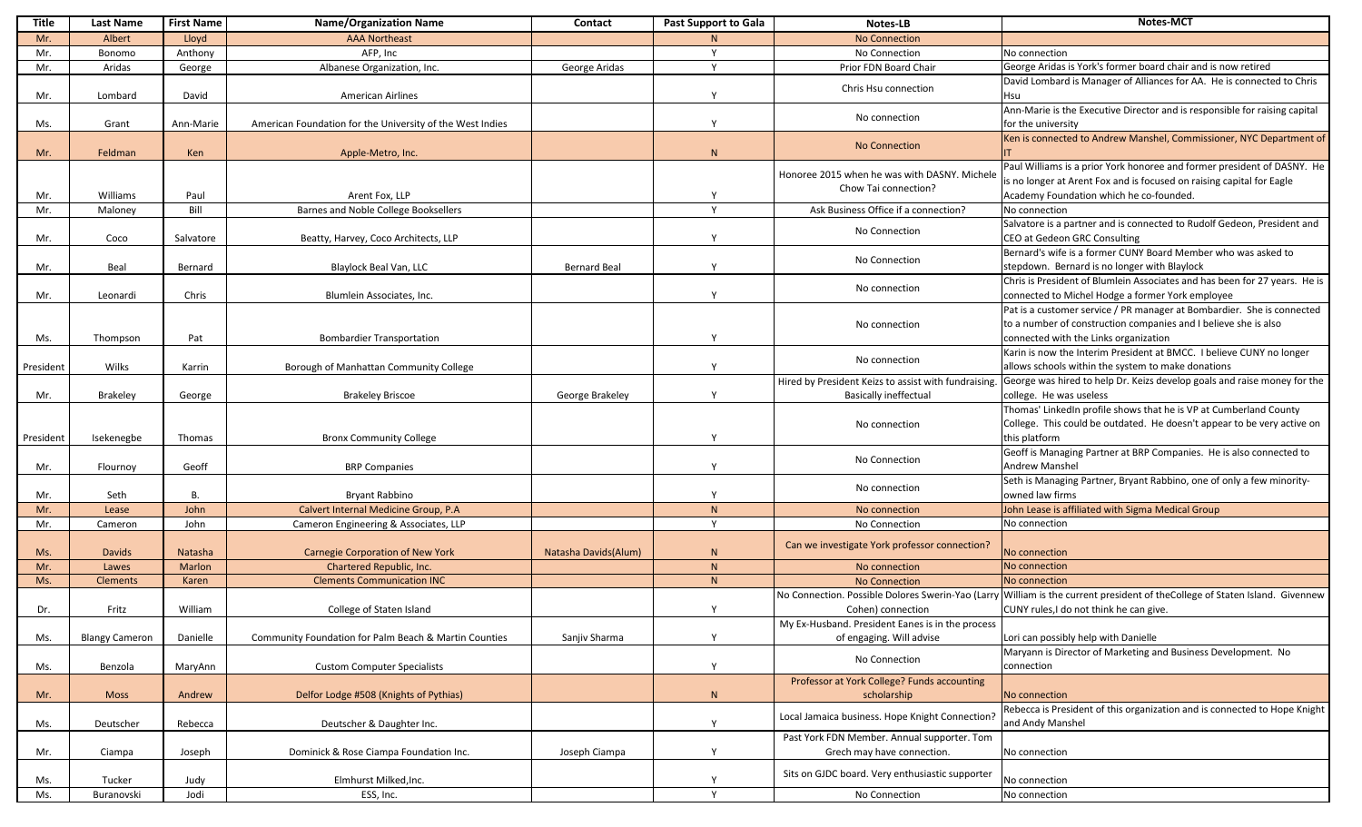| Title | Last Name | First Name | Name/Organization Name | Contact | Past Support to Gala | Notes-LB | Notes-MCT |
|---|---|---|---|---|---|---|---|
| Mr. | Albert | Lloyd | AAA Northeast | | N | No Connection | |
| Mr. | Bonomo | Anthony | AFP, Inc | | Y | No Connection | No connection |
| Mr. | Aridas | George | Albanese Organization, Inc. | George Aridas | Y | Prior FDN Board Chair | George Aridas is York's former board chair and is now retired |
| Mr. | Lombard | David | American Airlines | | Y | Chris Hsu connection | David Lombard is Manager of Alliances for AA. He is connected to Chris Hsu |
| Ms. | Grant | Ann-Marie | American Foundation for the University of the West Indies | | Y | No connection | Ann-Marie is the Executive Director and is responsible for raising capital for the university |
| Mr. | Feldman | Ken | Apple-Metro, Inc. | | N | No Connection | Ken is connected to Andrew Manshel, Commissioner, NYC Department of IT |
| Mr. | Williams | Paul | Arent Fox, LLP | | Y | Honoree 2015 when he was with DASNY. Michele Chow Tai connection? | Paul Williams is a prior York honoree and former president of DASNY. He is no longer at Arent Fox and is focused on raising capital for Eagle Academy Foundation which he co-founded. |
| Mr. | Maloney | Bill | Barnes and Noble College Booksellers | | Y | Ask Business Office if a connection? | No connection |
| Mr. | Coco | Salvatore | Beatty, Harvey, Coco Architects, LLP | | Y | No Connection | Salvatore is a partner and is connected to Rudolf Gedeon, President and CEO at Gedeon GRC Consulting |
| Mr. | Beal | Bernard | Blaylock Beal Van, LLC | Bernard Beal | Y | No Connection | Bernard's wife is a former CUNY Board Member who was asked to stepdown. Bernard is no longer with Blaylock |
| Mr. | Leonardi | Chris | Blumlein Associates, Inc. | | Y | No connection | Chris is President of Blumlein Associates and has been for 27 years. He is connected to Michel Hodge a former York employee |
| Ms. | Thompson | Pat | Bombardier Transportation | | Y | No connection | Pat is a customer service / PR manager at Bombardier. She is connected to a number of construction companies and I believe she is also connected with the Links organization |
| President | Wilks | Karrin | Borough of Manhattan Community College | | Y | No connection | Karin is now the Interim President at BMCC. I believe CUNY no longer allows schools within the system to make donations |
| Mr. | Brakeley | George | Brakeley Briscoe | George Brakeley | Y | Hired by President Keizs to assist with fundraising. Basically ineffectual | George was hired to help Dr. Keizs develop goals and raise money for the college. He was useless |
| President | Isekenegbe | Thomas | Bronx Community College | | Y | No connection | Thomas' LinkedIn profile shows that he is VP at Cumberland County College. This could be outdated. He doesn't appear to be very active on this platform |
| Mr. | Flournoy | Geoff | BRP Companies | | Y | No Connection | Geoff is Managing Partner at BRP Companies. He is also connected to Andrew Manshel |
| Mr. | Seth | B. | Bryant Rabbino | | Y | No connection | Seth is Managing Partner, Bryant Rabbino, one of only a few minority-owned law firms |
| Mr. | Lease | John | Calvert Internal Medicine Group, P.A | | N | No connection | John Lease is affiliated with Sigma Medical Group |
| Mr. | Cameron | John | Cameron Engineering & Associates, LLP | | Y | No Connection | No connection |
| Ms. | Davids | Natasha | Carnegie Corporation of New York | Natasha Davids(Alum) | N | Can we investigate York professor connection? | No connection |
| Mr. | Lawes | Marlon | Chartered Republic, Inc. | | N | No connection | No connection |
| Ms. | Clements | Karen | Clements Communication INC | | N | No Connection | No connection |
| Dr. | Fritz | William | College of Staten Island | | Y | No Connection. Possible Dolores Swerin-Yao (Larry Cohen) connection | William is the current president of theCollege of Staten Island. Givennew CUNY rules,I do not think he can give. |
| Ms. | Blangy Cameron | Danielle | Community Foundation for Palm Beach & Martin Counties | Sanjiv Sharma | Y | My Ex-Husband. President Eanes is in the process of engaging. Will advise | Lori can possibly help with Danielle |
| Ms. | Benzola | MaryAnn | Custom Computer Specialists | | Y | No Connection | Maryann is Director of Marketing and Business Development. No connection |
| Mr. | Moss | Andrew | Delfor Lodge #508 (Knights of Pythias) | | N | Professor at York College? Funds accounting scholarship | No connection |
| Ms. | Deutscher | Rebecca | Deutscher & Daughter Inc. | | Y | Local Jamaica business. Hope Knight Connection? | Rebecca is President of this organization and is connected to Hope Knight and Andy Manshel |
| Mr. | Ciampa | Joseph | Dominick & Rose Ciampa Foundation Inc. | Joseph Ciampa | Y | Past York FDN Member. Annual supporter. Tom Grech may have connection. | No connection |
| Ms. | Tucker | Judy | Elmhurst Milked,Inc. | | Y | Sits on GJDC board. Very enthusiastic supporter | No connection |
| Ms. | Buranovski | Jodi | ESS, Inc. | | Y | No Connection | No connection |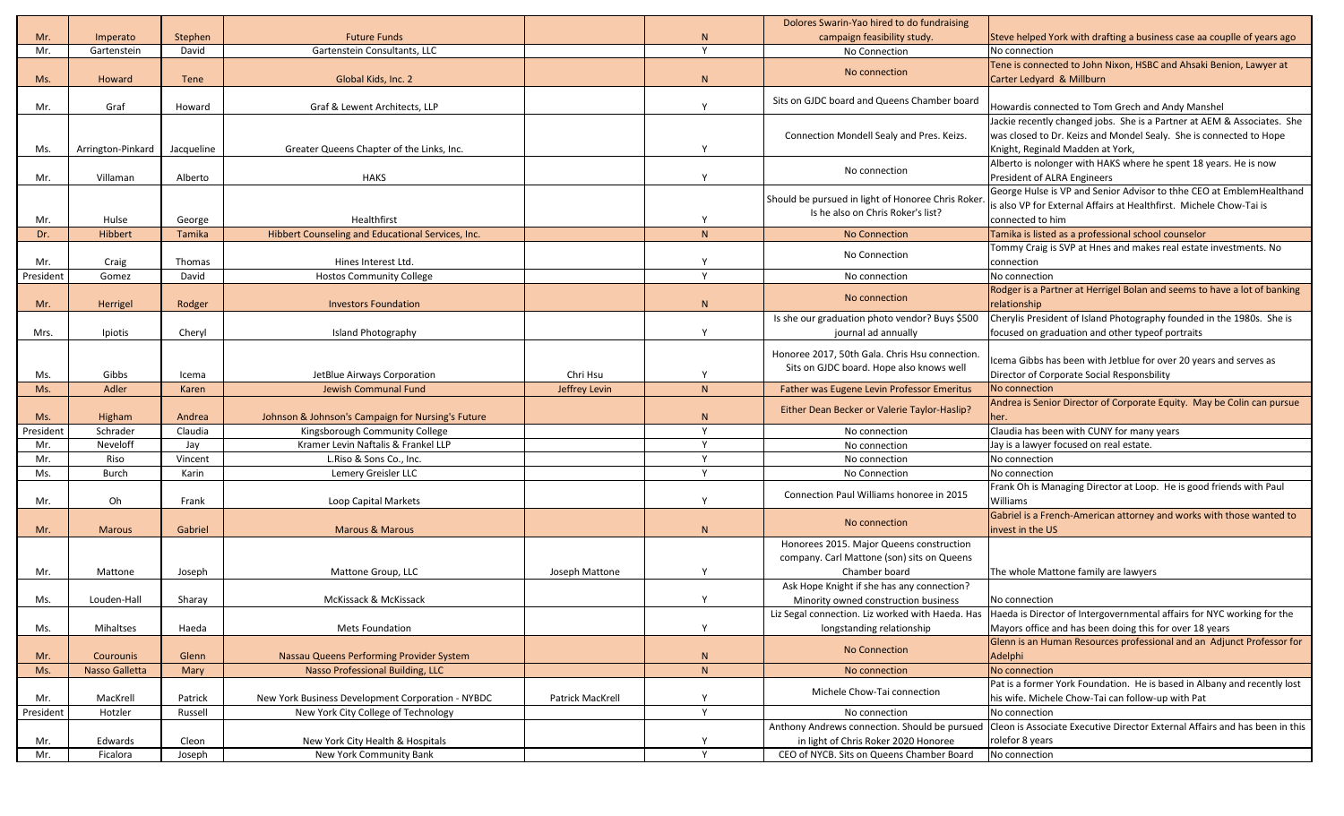| | | | | | | | |
|---|---|---|---|---|---|---|---|
| Mr. | Imperato | Stephen | Future Funds | | N | Dolores Swarin-Yao hired to do fundraising campaign feasibility study. | Steve helped York with drafting a business case aa couplle of years ago |
| Mr. | Gartenstein | David | Gartenstein Consultants, LLC | | Y | No Connection | No connection |
| Ms. | Howard | Tene | Global Kids, Inc. 2 | | N | No connection | Tene is connected to John Nixon, HSBC and Ahsaki Benion, Lawyer at Carter Ledyard & Millburn |
| Mr. | Graf | Howard | Graf & Lewent Architects, LLP | | Y | Sits on GJDC board and Queens Chamber board | Howardis connected to Tom Grech and Andy Manshel |
| Ms. | Arrington-Pinkard | Jacqueline | Greater Queens Chapter of the Links, Inc. | | Y | Connection Mondell Sealy and Pres. Keizs. | Jackie recently changed jobs. She is a Partner at AEM & Associates. She was closed to Dr. Keizs and Mondel Sealy. She is connected to Hope Knight, Reginald Madden at York, |
| Mr. | Villaman | Alberto | HAKS | | Y | No connection | Alberto is nolonger with HAKS where he spent 18 years. He is now President of ALRA Engineers |
| Mr. | Hulse | George | Healthfirst | | Y | Should be pursued in light of Honoree Chris Roker. Is he also on Chris Roker's list? | George Hulse is VP and Senior Advisor to thhe CEO at EmblemHealthand is also VP for External Affairs at Healthfirst. Michele Chow-Tai is connected to him |
| Dr. | Hibbert | Tamika | Hibbert Counseling and Educational Services, Inc. | | N | No Connection | Tamika is listed as a professional school counselor |
| Mr. | Craig | Thomas | Hines Interest Ltd. | | Y | No Connection | Tommy Craig is SVP at Hnes and makes real estate investments. No connection |
| President | Gomez | David | Hostos Community College | | Y | No connection | No connection |
| Mr. | Herrigel | Rodger | Investors Foundation | | N | No connection | Rodger is a Partner at Herrigel Bolan and seems to have a lot of banking relationship |
| Mrs. | Ipiotis | Cheryl | Island Photography | | Y | Is she our graduation photo vendor? Buys $500 journal ad annually | Cherylis President of Island Photography founded in the 1980s. She is focused on graduation and other typeof portraits |
| Ms. | Gibbs | Icema | JetBlue Airways Corporation | Chri Hsu | Y | Honoree 2017, 50th Gala. Chris Hsu connection. Sits on GJDC board. Hope also knows well | Icema Gibbs has been with Jetblue for over 20 years and serves as Director of Corporate Social Responsbility |
| Ms. | Adler | Karen | Jewish Communal Fund | Jeffrey Levin | N | Father was Eugene Levin Professor Emeritus | No connection |
| Ms. | Higham | Andrea | Johnson & Johnson's Campaign for Nursing's Future | | N | Either Dean Becker or Valerie Taylor-Haslip? | Andrea is Senior Director of Corporate Equity. May be Colin can pursue her. |
| President | Schrader | Claudia | Kingsborough Community College | | Y | No connection | Claudia has been with CUNY for many years |
| Mr. | Neveloff | Jay | Kramer Levin Naftalis & Frankel LLP | | Y | No connection | Jay is a lawyer focused on real estate. |
| Mr. | Riso | Vincent | L.Riso & Sons Co., Inc. | | Y | No connection | No connection |
| Ms. | Burch | Karin | Lemery Greisler LLC | | Y | No Connection | No connection |
| Mr. | Oh | Frank | Loop Capital Markets | | Y | Connection Paul Williams honoree in 2015 | Frank Oh is Managing Director at Loop. He is good friends with Paul Williams |
| Mr. | Marous | Gabriel | Marous & Marous | | N | No connection | Gabriel is a French-American attorney and works with those wanted to invest in the US |
| Mr. | Mattone | Joseph | Mattone Group, LLC | Joseph Mattone | Y | Honorees 2015. Major Queens construction company. Carl Mattone (son) sits on Queens Chamber board | The whole Mattone family are lawyers |
| Ms. | Louden-Hall | Sharay | McKissack & McKissack | | Y | Ask Hope Knight if she has any connection? Minority owned construction business | No connection |
| Ms. | Mihaltses | Haeda | Mets Foundation | | Y | Liz Segal connection. Liz worked with Haeda. Has longstanding relationship | Haeda is Director of Intergovernmental affairs for NYC working for the Mayors office and has been doing this for over 18 years |
| Mr. | Courounis | Glenn | Nassau Queens Performing Provider System | | N | No Connection | Glenn is an Human Resources professional and an Adjunct Professor for Adelphi |
| Ms. | Nasso Galletta | Mary | Nasso Professional Building, LLC | | N | No connection | No connection |
| Mr. | MacKrell | Patrick | New York Business Development Corporation - NYBDC | Patrick MacKrell | Y | Michele Chow-Tai connection | Pat is a former York Foundation. He is based in Albany and recently lost his wife. Michele Chow-Tai can follow-up with Pat |
| President | Hotzler | Russell | New York City College of Technology | | Y | No connection | No connection |
| Mr. | Edwards | Cleon | New York City Health & Hospitals | | Y | Anthony Andrews connection. Should be pursued in light of Chris Roker 2020 Honoree | Cleon is Associate Executive Director External Affairs and has been in this rolefor 8 years |
| Mr. | Ficalora | Joseph | New York Community Bank | | Y | CEO of NYCB. Sits on Queens Chamber Board | No connection |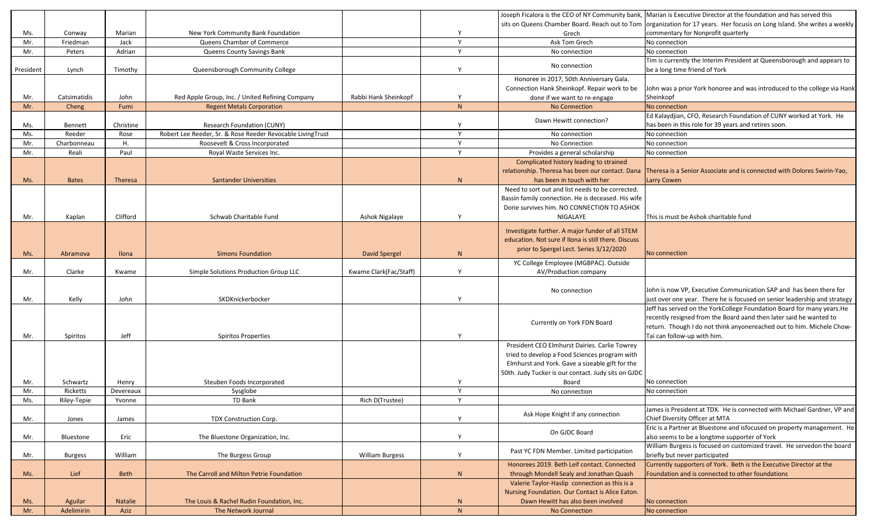| | | | | | | | |
|---|---|---|---|---|---|---|---|
| Ms. | Conway | Marian | New York Community Bank Foundation | | Y | Joseph Ficalora is the CEO of NY Community bank, sits on Queens Chamber Board. Reach out to Tom Grech | Marian is Executive Director at the foundation and has served this organization for 17 years. Her focusis on Long Island. She writes a weekly commentary for Nonprofit quarterly |
| Mr. | Friedman | Jack | Queens Chamber of Commerce | | Y | Ask Tom Grech | No connection |
| Mr. | Peters | Adrian | Queens County Savings Bank | | Y | No connection | No connection |
| President | Lynch | Timothy | Queensborough Community College | | Y | No connection | Tim is currently the Interim President at Queensborough and appears to be a long time friend of York |
| Mr. | Catsimatidis | John | Red Apple Group, Inc. / United Refining Company | Rabbi Hank Sheinkopf | Y | Honoree in 2017, 50th Anniversary Gala. Connection Hank Sheinkopf. Repair work to be done if we want to re-engage | John was a prior York honoree and was introduced to the college via Hank Sheinkopf |
| Mr. | Cheng | Fumi | Regent Metals Corporation | | N | No Connection | No connection |
| Ms. | Bennett | Christine | Research Foundation (CUNY) | | Y | Dawn Hewitt connection? | Ed Kalaydjian, CFO, Research Foundation of CUNY worked at York. He has been in this role for 39 years and retires soon. |
| Ms. | Reeder | Rose | Robert Lee Reeder, Sr. & Rose Reeder Revocable LivingTrust | | Y | No connection | No connection |
| Mr. | Charbonneau | H. | Roosevelt & Cross Incorporated | | Y | No Connection | No connection |
| Mr. | Reali | Paul | Royal Waste Services Inc. | | Y | Provides a general scholarship | No connection |
| Ms. | Bates | Theresa | Santander Universities | | N | Complicated history leading to strained relationship. Theresa has been our contact. Dana has been in touch with her | Theresa is a Senior Associate and is connected with Dolores Swirin-Yao, Larry Cowen |
| Mr. | Kaplan | Clifford | Schwab Charitable Fund | Ashok Nigalaye | Y | Need to sort out and list needs to be corrected. Bassin family connection. He is deceased. His wife Dorie survives him. NO CONNECTION TO ASHOK NIGALAYE | This is must be Ashok charitable fund |
| Ms. | Abramova | Ilona | Simons Foundation | David Spergel | N | Investigate further. A major funder of all STEM education. Not sure if Ilona is still there. Discuss prior to Spergel Lect. Series 3/12/2020 | No connection |
| Mr. | Clarke | Kwame | Simple Solutions Production Group LLC | Kwame Clark(Fac/Staff) | Y | YC College Employee (MGBPAC). Outside AV/Production company | |
| Mr. | Kelly | John | SKDKnickerbocker | | Y | No connection | John is now VP, Executive Communication SAP and has been there for just over one year. There he is focused on senior leadership and strategy |
| Mr. | Spiritos | Jeff | Spiritos Properties | | Y | Currently on York FDN Board | Jeff has served on the YorkCollege Foundation Board for many years.He recently resigned from the Board aand then later said he wanted to return. Though I do not think anyonereached out to him. Michele Chow-Tai can follow-up with him. |
| Mr. | Schwartz | Henry | Steuben Foods Incorporated | | Y | President CEO Elmhurst Dairies. Carlie Towrey tried to develop a Food Sciences program with Elmhurst and York. Gave a sizeable gift for the 50th. Judy Tucker is our contact. Judy sits on GJDC Board | No connection |
| Mr. | Ricketts | Devereaux | Sysglobe | | Y | No connection | No connection |
| Ms. | Riley-Tepie | Yvonne | TD Bank | Rich D(Trustee) | Y | | |
| Mr. | Jones | James | TDX Construction Corp. | | Y | Ask Hope Knight if any connection | James is President at TDX. He is connected with Michael Gardner, VP and Chief Diversity Officer at MTA |
| Mr. | Bluestone | Eric | The Bluestone Organization, Inc. | | Y | On GJDC Board | Eric is a Partner at Bluestone and isfocused on property management. He also seems to be a longtime supporter of York |
| Mr. | Burgess | William | The Burgess Group | William Burgess | Y | Past YC FDN Member. Limited participation | William Burgess is focused on customized travel. He servedon the board briefly but never participated |
| Ms. | Lief | Beth | The Carroll and Milton Petrie Foundation | | N | Honorees 2019. Beth Leif contact. Connected through Mondell Sealy and Jonathan Quash | Currently supporters of York. Beth is the Executive Director at the Foundation and is connected to other foundations |
| Ms. | Aguilar | Natalie | The Louis & Rachel Rudin Foundation, Inc. | | N | Valerie Taylor-Haslip connection as this is a Nursing Foundation. Our Contact is Alice Eaton. Dawn Hewitt has also been involved | No connection |
| Mr. | Adelimirin | Aziz | The Network Journal | | N | No Connection | No connection |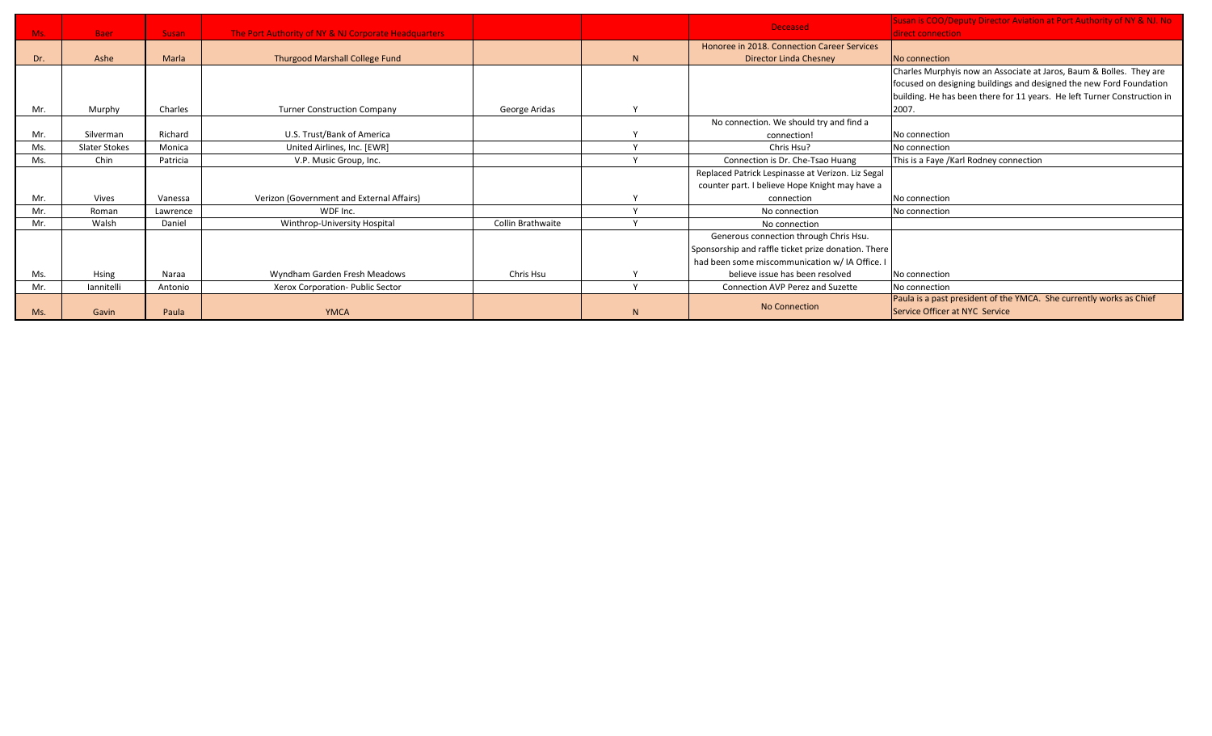| | | | | | | | |
|---|---|---|---|---|---|---|---|
| Ms. | Baer | Susan | The Port Authority of NY & NJ Corporate Headquarters | | | Deceased | Susan is COO/Deputy Director Aviation at Port Authority of NY & NJ. No direct connection |
| Dr. | Ashe | Marla | Thurgood Marshall College Fund | | N | Honoree in 2018. Connection Career Services Director Linda Chesney | No connection |
| Mr. | Murphy | Charles | Turner Construction Company | George Aridas | Y | | Charles Murphyis now an Associate at Jaros, Baum & Bolles. They are focused on designing buildings and designed the new Ford Foundation building. He has been there for 11 years. He left Turner Construction in 2007. |
| Mr. | Silverman | Richard | U.S. Trust/Bank of America | | Y | No connection. We should try and find a connection! | No connection |
| Ms. | Slater Stokes | Monica | United Airlines, Inc. [EWR] | | Y | Chris Hsu? | No connection |
| Ms. | Chin | Patricia | V.P. Music Group, Inc. | | Y | Connection is Dr. Che-Tsao Huang | This is a Faye /Karl Rodney connection |
| Mr. | Vives | Vanessa | Verizon (Government and External Affairs) | | Y | Replaced Patrick Lespinasse at Verizon. Liz Segal counter part. I believe Hope Knight may have a connection | No connection |
| Mr. | Roman | Lawrence | WDF Inc. | | Y | No connection | No connection |
| Mr. | Walsh | Daniel | Winthrop-University Hospital | Collin Brathwaite | Y | No connection | |
| Ms. | Hsing | Naraa | Wyndham Garden Fresh Meadows | Chris Hsu | Y | Generous connection through Chris Hsu. Sponsorship and raffle ticket prize donation. There had been some miscommunication w/ IA Office. I believe issue has been resolved | No connection |
| Mr. | Iannitelli | Antonio | Xerox Corporation- Public Sector | | Y | Connection AVP Perez and Suzette | No connection |
| Ms. | Gavin | Paula | YMCA | | N | No Connection | Paula is a past president of the YMCA. She currently works as Chief Service Officer at NYC Service |